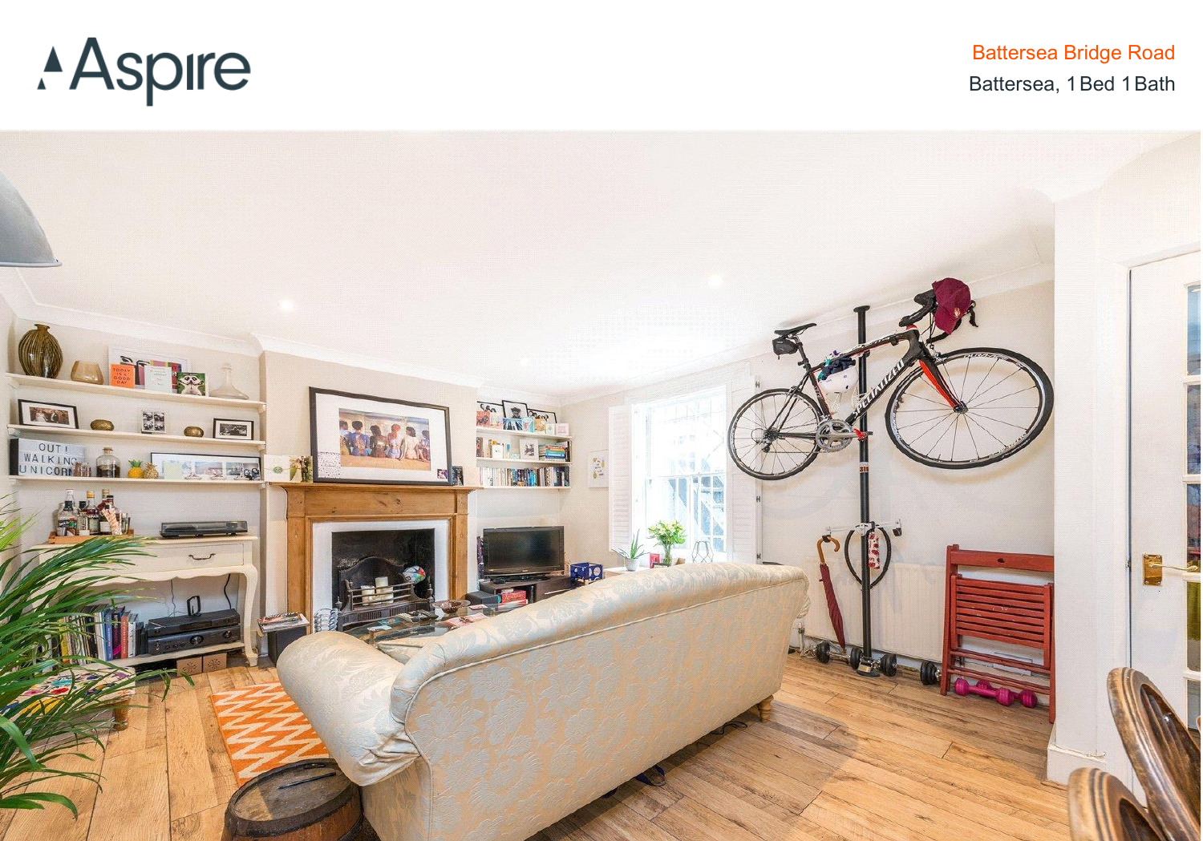Aspire

Battersea Bridge Road

Battersea, 1 Bed 1 Bath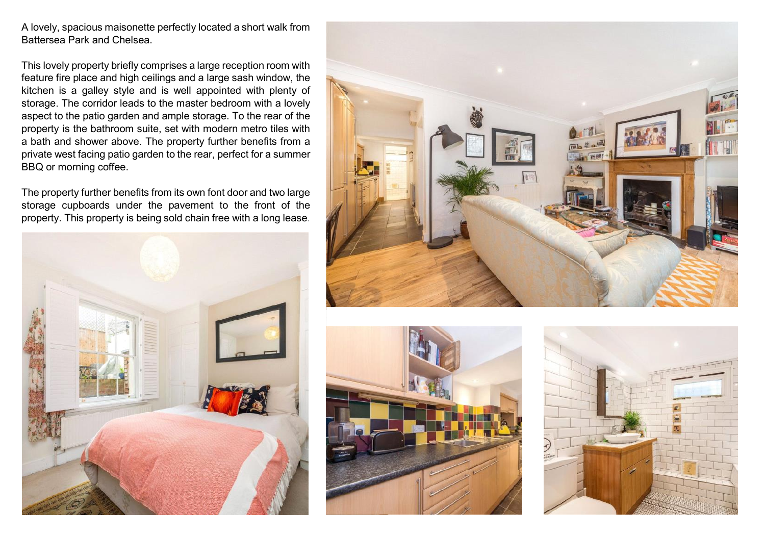A lovely, spacious maisonette perfectly located a short walk from Battersea Park and Chelsea.

This lovely property briefly comprises a large reception room with feature fire place and high ceilings and a large sash window, the kitchen is a galley style and is well appointed with plenty of storage. The corridor leads to the master bedroom with a lovely aspect to the patio garden and ample storage. To the rear of the property is the bathroom suite, set with modern metro tiles with a bath and shower above. The property further benefits from a private west facing patio garden to the rear, perfect for a summer BBQ or morning coffee.

The property further benefits from its own font door and two large storage cupboards under the pavement to the front of the property. This property is being sold chain free with a long lease.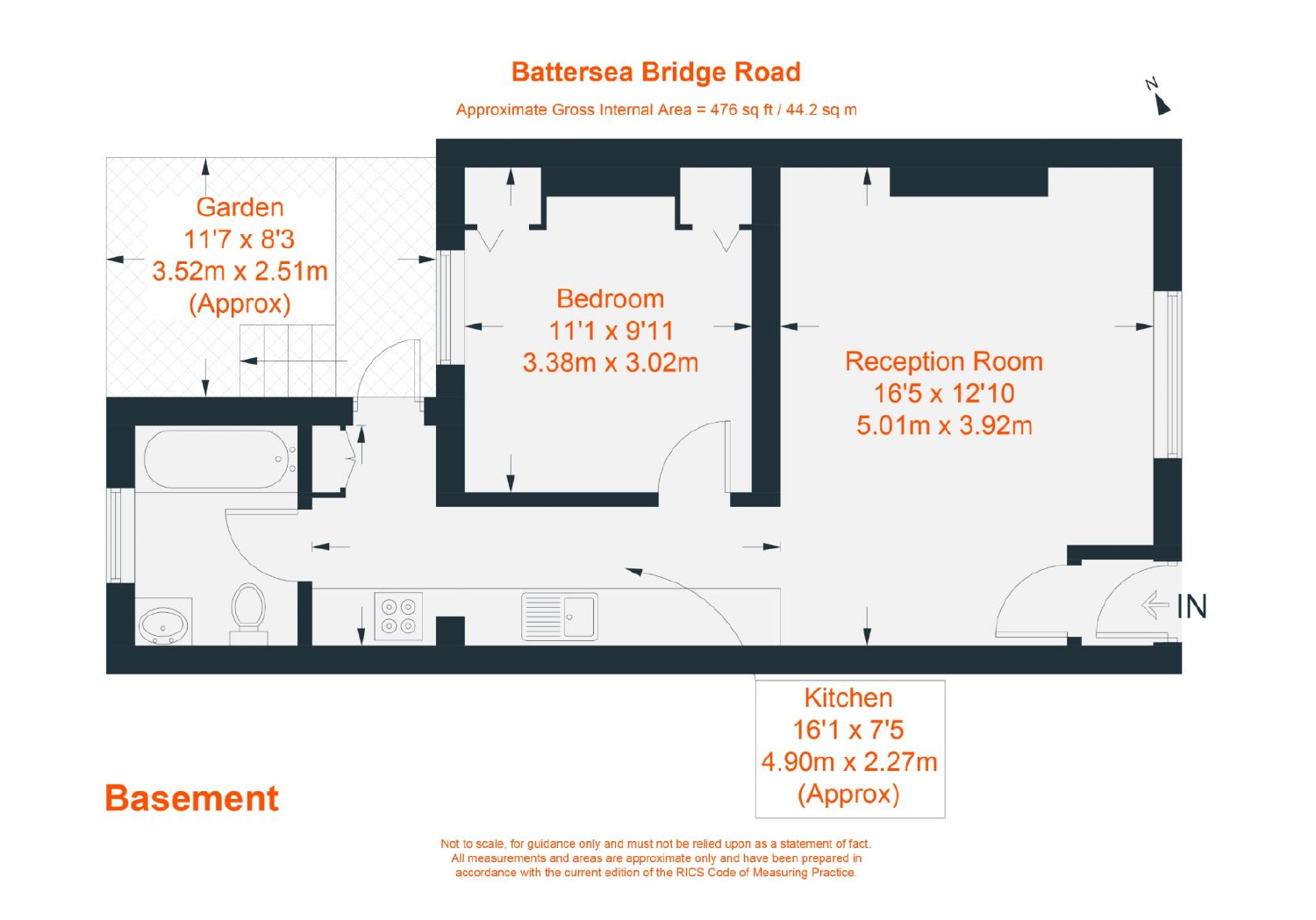# Battersea Bridge Road

Approximate Gross Internal Area = 476 sq ft / 44.2 sq m

N

Garden
11'7 x 8'3
3.52m x 2.51m
(Approx)

Bedroom
11'1 x 9'11
3.38m x 3.02m

Reception Room
16'5 x 12'10
5.01m x 3.92m

IN

Kitchen
16'1 x 7'5
4.90m x 2.27m
(Approx)

## Basement

Not to scale, for guidance only and must not be relied upon as a statement of fact. All measurements and areas are approximate only and have been prepared in accordance with the current edition of the RICS Code of Measuring Practice.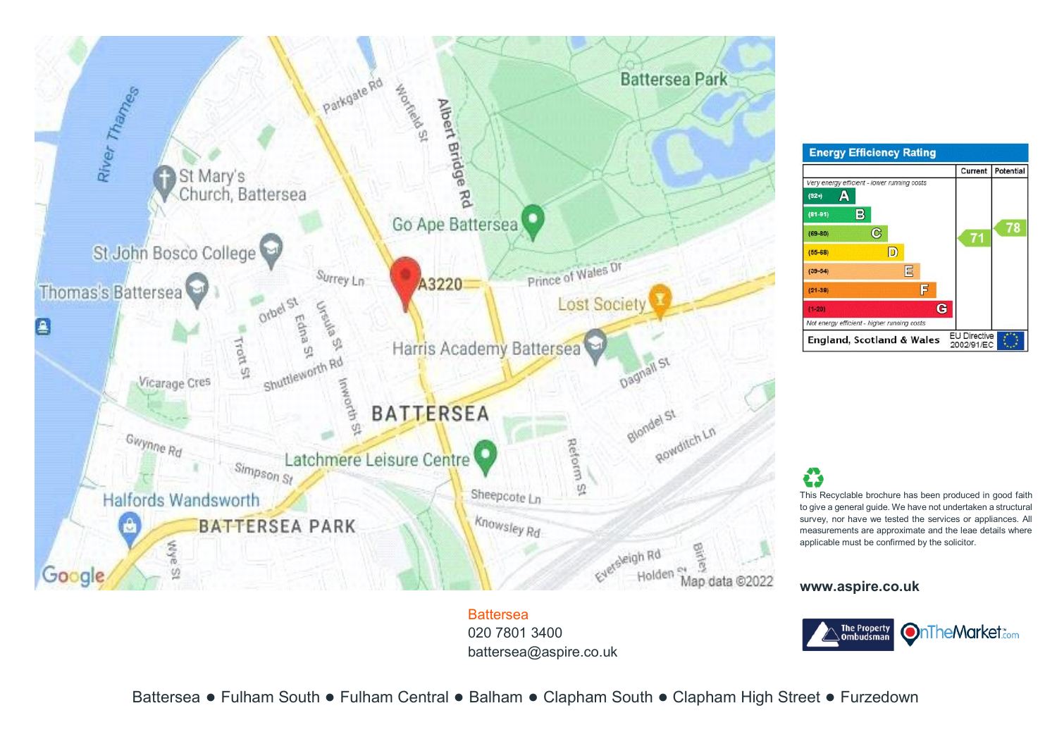Energy Efficiency Rating

| | Current | Potential |
|---|---|---|
| *Very energy efficient - lower running costs* | | |
| (92+) A | | |
| (81-91) B | | |
| (69-80) C | | 78 |
| (55-68) D | 71 | |
| (39-54) E | | |
| (21-38) F | | |
| (1-20) G | | |
| *Not energy efficient - higher running costs* | | |
| England, Scotland & Wales | EU Directive 2002/91/EC | |

This Recyclable brochure has been produced in good faith to give a general guide. We have not undertaken a structural survey, nor have we tested the services or appliances. All measurements are approximate and the leae details where applicable must be confirmed by the solicitor.

**www.aspire.co.uk**

Battersea
020 7801 3400
battersea@aspire.co.uk

The Property Ombudsman

OnTheMarket.com

Battersea ● Fulham South ● Fulham Central ● Balham ● Clapham South ● Clapham High Street ● Furzedown